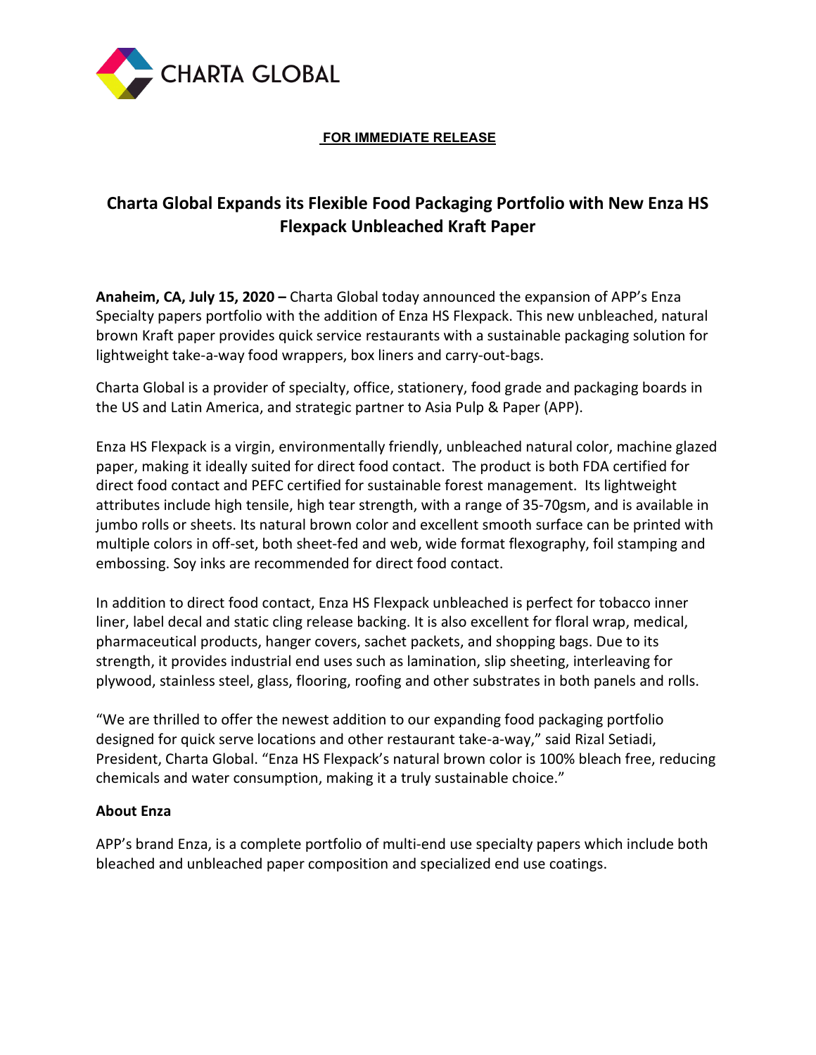CHARTA GLOBAL

**FOR IMMEDIATE RELEASE**

# Charta Global Expands its Flexible Food Packaging Portfolio with New Enza HS Flexpack Unbleached Kraft Paper

**Anaheim, CA, July 15, 2020 –** Charta Global today announced the expansion of APP's Enza Specialty papers portfolio with the addition of Enza HS Flexpack. This new unbleached, natural brown Kraft paper provides quick service restaurants with a sustainable packaging solution for lightweight take-a-way food wrappers, box liners and carry-out-bags.

Charta Global is a provider of specialty, office, stationery, food grade and packaging boards in the US and Latin America, and strategic partner to Asia Pulp & Paper (APP).

Enza HS Flexpack is a virgin, environmentally friendly, unbleached natural color, machine glazed paper, making it ideally suited for direct food contact. The product is both FDA certified for direct food contact and PEFC certified for sustainable forest management. Its lightweight attributes include high tensile, high tear strength, with a range of 35-70gsm, and is available in jumbo rolls or sheets. Its natural brown color and excellent smooth surface can be printed with multiple colors in off-set, both sheet-fed and web, wide format flexography, foil stamping and embossing. Soy inks are recommended for direct food contact.

In addition to direct food contact, Enza HS Flexpack unbleached is perfect for tobacco inner liner, label decal and static cling release backing. It is also excellent for floral wrap, medical, pharmaceutical products, hanger covers, sachet packets, and shopping bags. Due to its strength, it provides industrial end uses such as lamination, slip sheeting, interleaving for plywood, stainless steel, glass, flooring, roofing and other substrates in both panels and rolls.

"We are thrilled to offer the newest addition to our expanding food packaging portfolio designed for quick serve locations and other restaurant take-a-way," said Rizal Setiadi, President, Charta Global. "Enza HS Flexpack's natural brown color is 100% bleach free, reducing chemicals and water consumption, making it a truly sustainable choice."

**About Enza**

APP's brand Enza, is a complete portfolio of multi-end use specialty papers which include both bleached and unbleached paper composition and specialized end use coatings.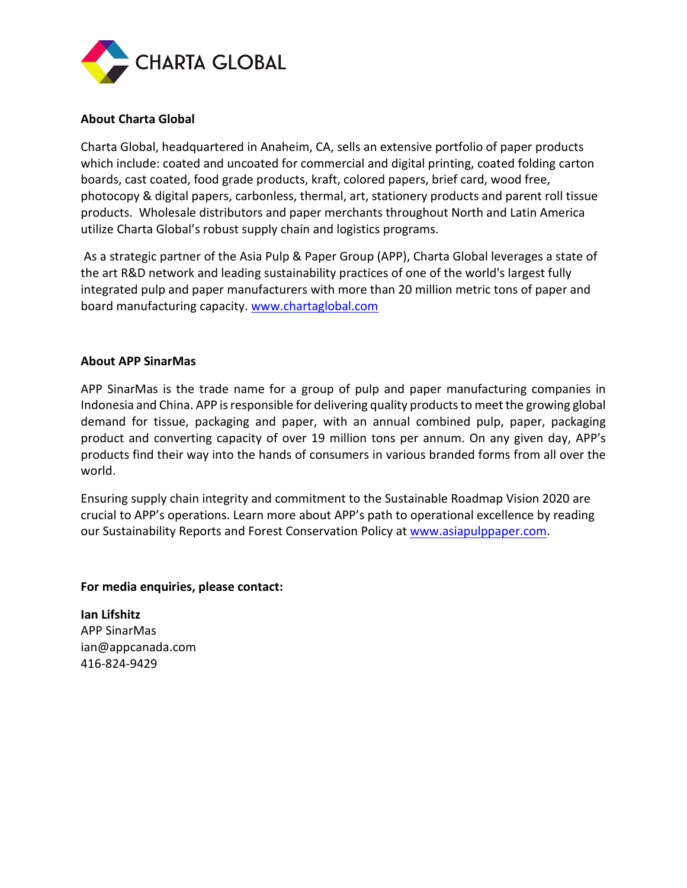CHARTA GLOBAL

**About Charta Global**

Charta Global, headquartered in Anaheim, CA, sells an extensive portfolio of paper products which include: coated and uncoated for commercial and digital printing, coated folding carton boards, cast coated, food grade products, kraft, colored papers, brief card, wood free, photocopy & digital papers, carbonless, thermal, art, stationery products and parent roll tissue products. Wholesale distributors and paper merchants throughout North and Latin America utilize Charta Global's robust supply chain and logistics programs.

As a strategic partner of the Asia Pulp & Paper Group (APP), Charta Global leverages a state of the art R&D network and leading sustainability practices of one of the world's largest fully integrated pulp and paper manufacturers with more than 20 million metric tons of paper and board manufacturing capacity. www.chartaglobal.com

**About APP SinarMas**

APP SinarMas is the trade name for a group of pulp and paper manufacturing companies in Indonesia and China. APP is responsible for delivering quality products to meet the growing global demand for tissue, packaging and paper, with an annual combined pulp, paper, packaging product and converting capacity of over 19 million tons per annum. On any given day, APP's products find their way into the hands of consumers in various branded forms from all over the world.

Ensuring supply chain integrity and commitment to the Sustainable Roadmap Vision 2020 are crucial to APP's operations. Learn more about APP's path to operational excellence by reading our Sustainability Reports and Forest Conservation Policy at www.asiapulppaper.com.

**For media enquiries, please contact:**

**Ian Lifshitz**
APP SinarMas
ian@appcanada.com
416-824-9429